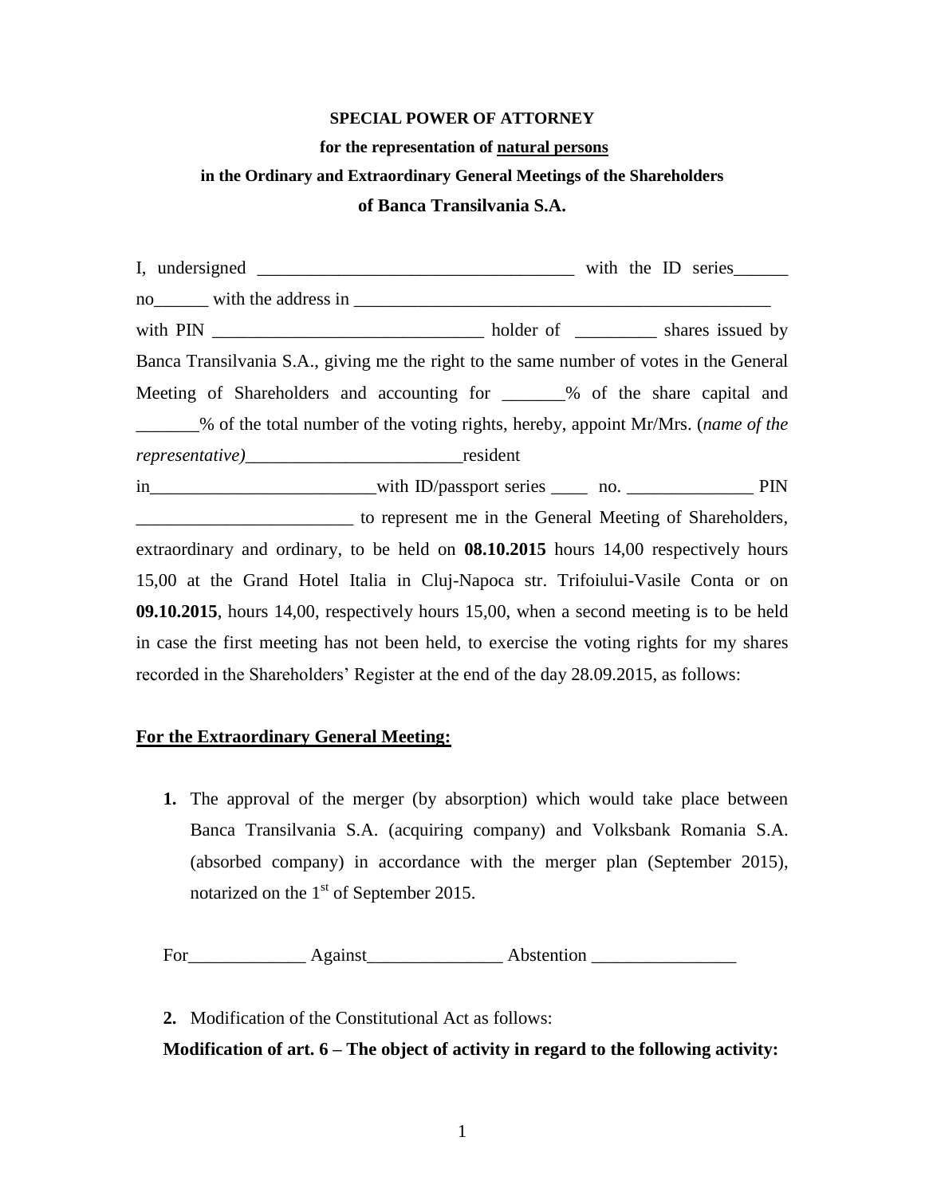**SPECIAL POWER OF ATTORNEY**

**for the representation of natural persons**

**in the Ordinary and Extraordinary General Meetings of the Shareholders**

**of Banca Transilvania S.A.**

I, undersigned ___________________________________ with the ID series______ no______ with the address in _______________________________________________ with PIN ______________________________ holder of _________ shares issued by Banca Transilvania S.A., giving me the right to the same number of votes in the General Meeting of Shareholders and accounting for _______% of the share capital and _______% of the total number of the voting rights, hereby, appoint Mr/Mrs. (*name of the representative)*________________________resident in_________________________with ID/passport series ____ no. ______________ PIN ________________________ to represent me in the General Meeting of Shareholders, extraordinary and ordinary, to be held on **08.10.2015** hours 14,00 respectively hours 15,00 at the Grand Hotel Italia in Cluj-Napoca str. Trifoiului-Vasile Conta or on **09.10.2015**, hours 14,00, respectively hours 15,00, when a second meeting is to be held in case the first meeting has not been held, to exercise the voting rights for my shares recorded in the Shareholders' Register at the end of the day 28.09.2015, as follows:

**For the Extraordinary General Meeting:**

1. The approval of the merger (by absorption) which would take place between Banca Transilvania S.A. (acquiring company) and Volksbank Romania S.A. (absorbed company) in accordance with the merger plan (September 2015), notarized on the 1st of September 2015.

For_____________ Against_______________ Abstention ________________

2. Modification of the Constitutional Act as follows:

**Modification of art. 6 – The object of activity in regard to the following activity:**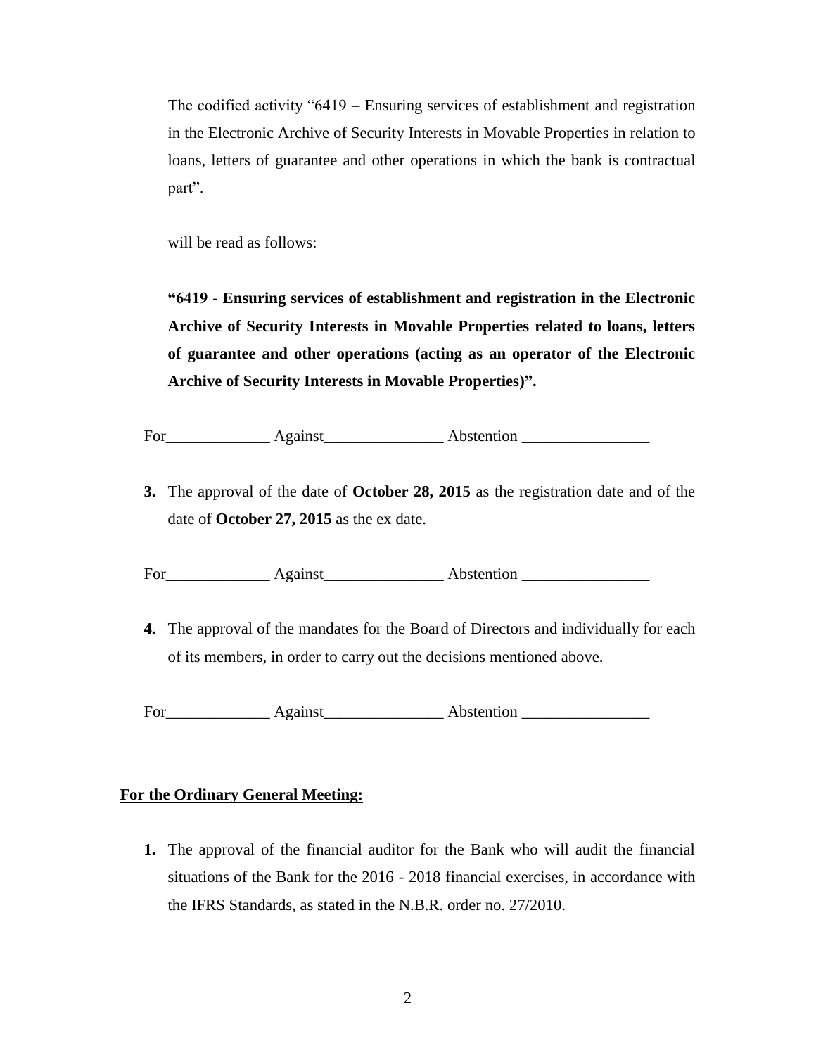The codified activity "6419 – Ensuring services of establishment and registration in the Electronic Archive of Security Interests in Movable Properties in relation to loans, letters of guarantee and other operations in which the bank is contractual part".

will be read as follows:

**"6419 - Ensuring services of establishment and registration in the Electronic Archive of Security Interests in Movable Properties related to loans, letters of guarantee and other operations (acting as an operator of the Electronic Archive of Security Interests in Movable Properties)".**

For_____________ Against_______________ Abstention ________________

**3.** The approval of the date of **October 28, 2015** as the registration date and of the date of **October 27, 2015** as the ex date.

For_____________ Against_______________ Abstention ________________

**4.** The approval of the mandates for the Board of Directors and individually for each of its members, in order to carry out the decisions mentioned above.

For_____________ Against_______________ Abstention ________________

**For the Ordinary General Meeting:**

**1.** The approval of the financial auditor for the Bank who will audit the financial situations of the Bank for the 2016 - 2018 financial exercises, in accordance with the IFRS Standards, as stated in the N.B.R. order no. 27/2010.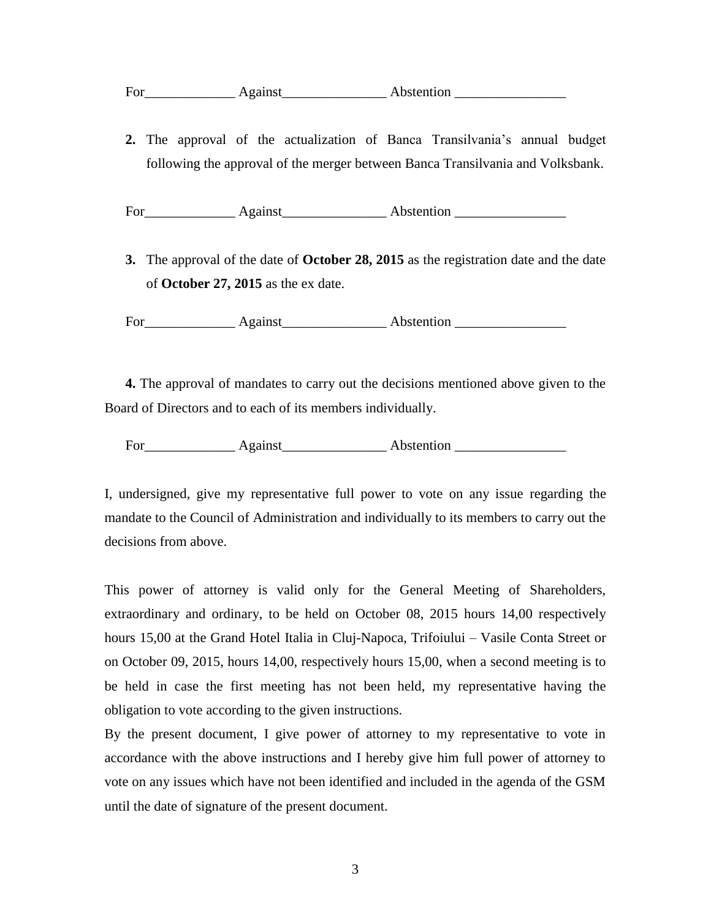For_____________ Against_______________ Abstention ________________

2. The approval of the actualization of Banca Transilvania's annual budget following the approval of the merger between Banca Transilvania and Volksbank.

For_____________ Against_______________ Abstention ________________

3. The approval of the date of **October 28, 2015** as the registration date and the date of **October 27, 2015** as the ex date.

For_____________ Against_______________ Abstention ________________

**4.** The approval of mandates to carry out the decisions mentioned above given to the Board of Directors and to each of its members individually.

For_____________ Against_______________ Abstention ________________

I, undersigned, give my representative full power to vote on any issue regarding the mandate to the Council of Administration and individually to its members to carry out the decisions from above.

This power of attorney is valid only for the General Meeting of Shareholders, extraordinary and ordinary, to be held on October 08, 2015 hours 14,00 respectively hours 15,00 at the Grand Hotel Italia in Cluj-Napoca, Trifoiului – Vasile Conta Street or on October 09, 2015, hours 14,00, respectively hours 15,00, when a second meeting is to be held in case the first meeting has not been held, my representative having the obligation to vote according to the given instructions.

By the present document, I give power of attorney to my representative to vote in accordance with the above instructions and I hereby give him full power of attorney to vote on any issues which have not been identified and included in the agenda of the GSM until the date of signature of the present document.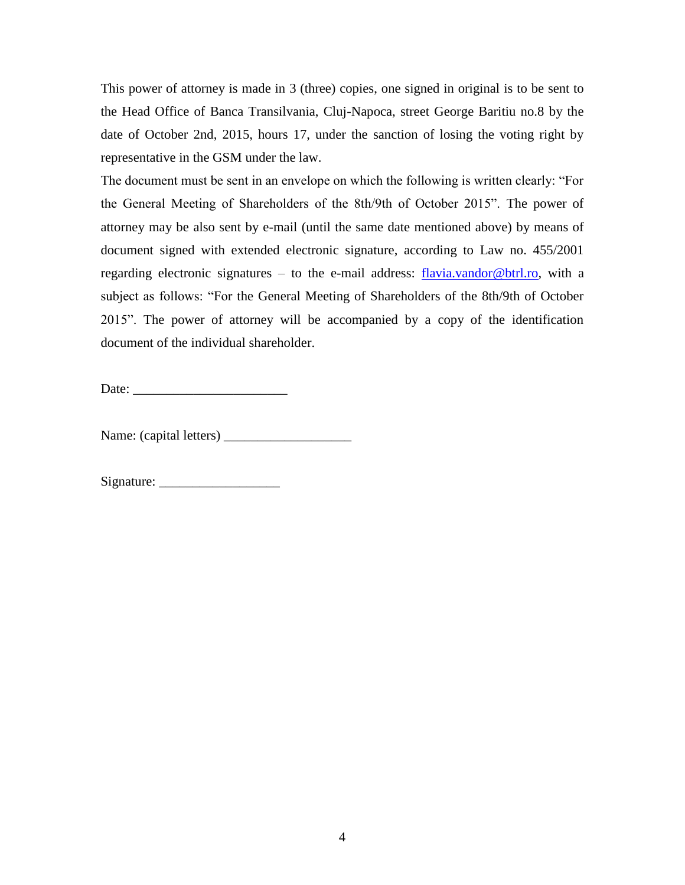This power of attorney is made in 3 (three) copies, one signed in original is to be sent to the Head Office of Banca Transilvania, Cluj-Napoca, street George Baritiu no.8 by the date of October 2nd, 2015, hours 17, under the sanction of losing the voting right by representative in the GSM under the law.

The document must be sent in an envelope on which the following is written clearly: "For the General Meeting of Shareholders of the 8th/9th of October 2015". The power of attorney may be also sent by e-mail (until the same date mentioned above) by means of document signed with extended electronic signature, according to Law no. 455/2001 regarding electronic signatures – to the e-mail address: flavia.vandor@btrl.ro, with a subject as follows: "For the General Meeting of Shareholders of the 8th/9th of October 2015". The power of attorney will be accompanied by a copy of the identification document of the individual shareholder.

Date: _______________________

Name: (capital letters) ___________________

Signature: __________________